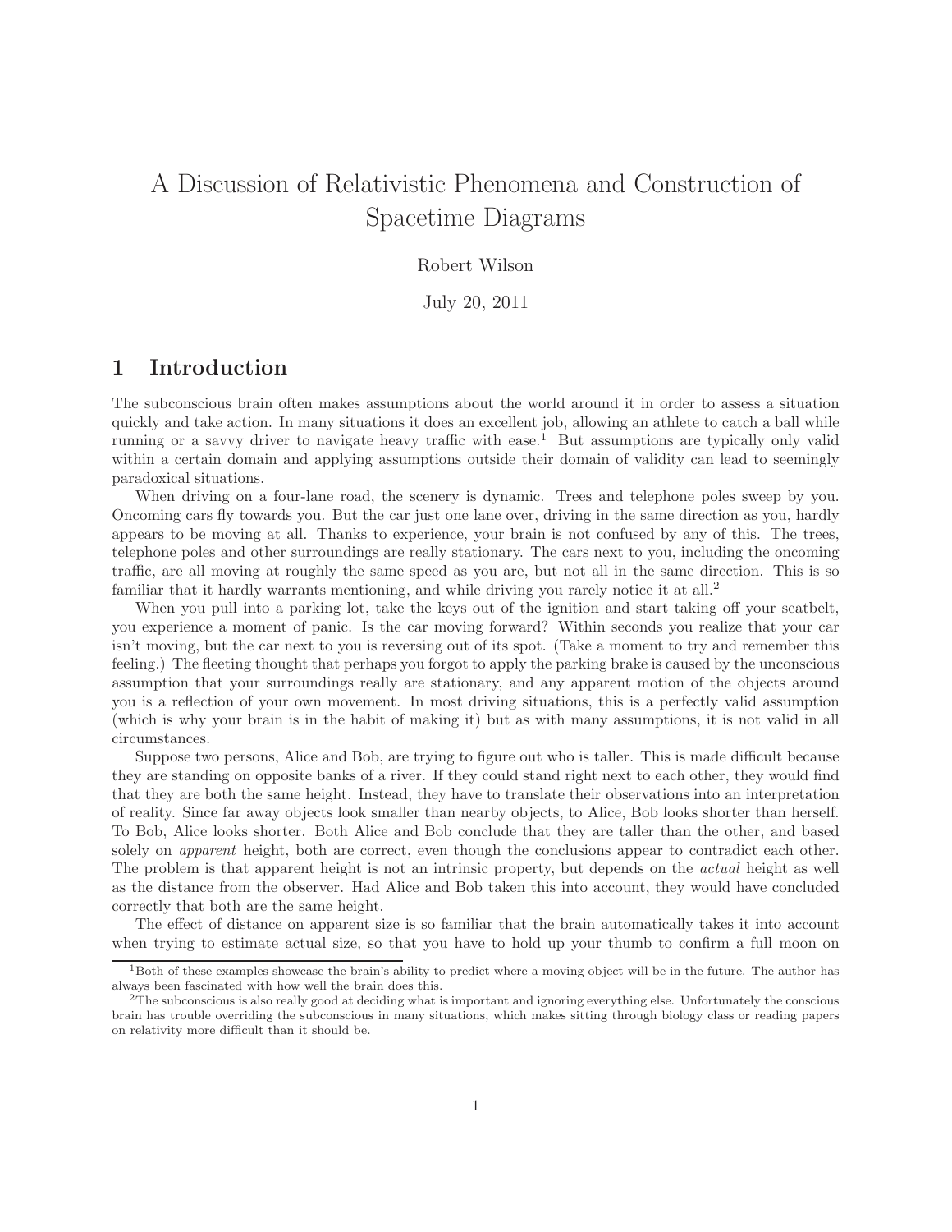# A Discussion of Relativistic Phenomena and Construction of Spacetime Diagrams

Robert Wilson

July 20, 2011

## 1 Introduction

The subconscious brain often makes assumptions about the world around it in order to assess a situation quickly and take action. In many situations it does an excellent job, allowing an athlete to catch a ball while running or a savvy driver to navigate heavy traffic with ease.[1] But assumptions are typically only valid within a certain domain and applying assumptions outside their domain of validity can lead to seemingly paradoxical situations.

When driving on a four-lane road, the scenery is dynamic. Trees and telephone poles sweep by you. Oncoming cars fly towards you. But the car just one lane over, driving in the same direction as you, hardly appears to be moving at all. Thanks to experience, your brain is not confused by any of this. The trees, telephone poles and other surroundings are really stationary. The cars next to you, including the oncoming traffic, are all moving at roughly the same speed as you are, but not all in the same direction. This is so familiar that it hardly warrants mentioning, and while driving you rarely notice it at all.[2]

When you pull into a parking lot, take the keys out of the ignition and start taking off your seatbelt, you experience a moment of panic. Is the car moving forward? Within seconds you realize that your car isn't moving, but the car next to you is reversing out of its spot. (Take a moment to try and remember this feeling.) The fleeting thought that perhaps you forgot to apply the parking brake is caused by the unconscious assumption that your surroundings really are stationary, and any apparent motion of the objects around you is a reflection of your own movement. In most driving situations, this is a perfectly valid assumption (which is why your brain is in the habit of making it) but as with many assumptions, it is not valid in all circumstances.

Suppose two persons, Alice and Bob, are trying to figure out who is taller. This is made difficult because they are standing on opposite banks of a river. If they could stand right next to each other, they would find that they are both the same height. Instead, they have to translate their observations into an interpretation of reality. Since far away objects look smaller than nearby objects, to Alice, Bob looks shorter than herself. To Bob, Alice looks shorter. Both Alice and Bob conclude that they are taller than the other, and based solely on *apparent* height, both are correct, even though the conclusions appear to contradict each other. The problem is that apparent height is not an intrinsic property, but depends on the *actual* height as well as the distance from the observer. Had Alice and Bob taken this into account, they would have concluded correctly that both are the same height.

The effect of distance on apparent size is so familiar that the brain automatically takes it into account when trying to estimate actual size, so that you have to hold up your thumb to confirm a full moon on

---

[1] Both of these examples showcase the brain's ability to predict where a moving object will be in the future. The author has always been fascinated with how well the brain does this.

[2] The subconscious is also really good at deciding what is important and ignoring everything else. Unfortunately the conscious brain has trouble overriding the subconscious in many situations, which makes sitting through biology class or reading papers on relativity more difficult than it should be.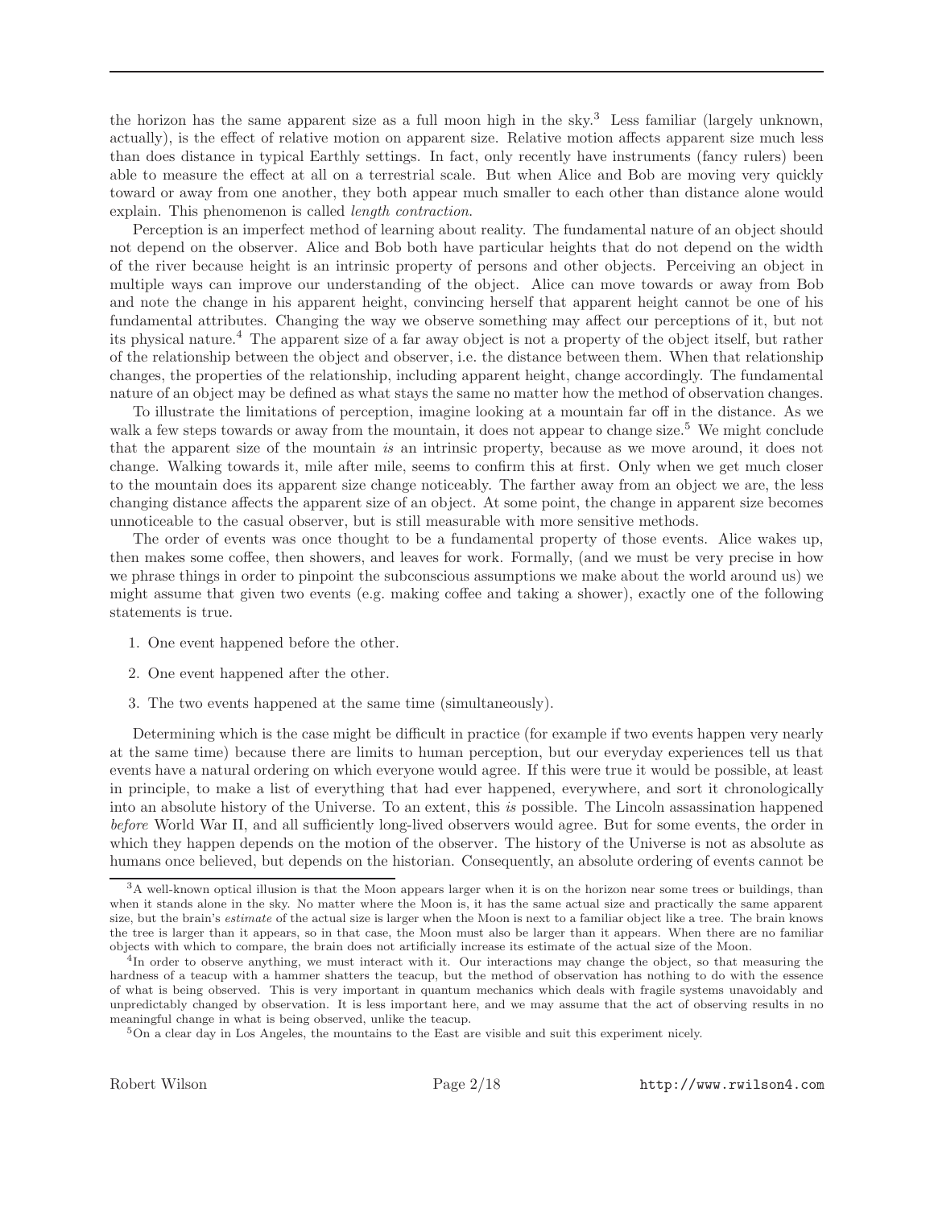the horizon has the same apparent size as a full moon high in the sky.[3] Less familiar (largely unknown, actually), is the effect of relative motion on apparent size. Relative motion affects apparent size much less than does distance in typical Earthly settings. In fact, only recently have instruments (fancy rulers) been able to measure the effect at all on a terrestrial scale. But when Alice and Bob are moving very quickly toward or away from one another, they both appear much smaller to each other than distance alone would explain. This phenomenon is called *length contraction*.

Perception is an imperfect method of learning about reality. The fundamental nature of an object should not depend on the observer. Alice and Bob both have particular heights that do not depend on the width of the river because height is an intrinsic property of persons and other objects. Perceiving an object in multiple ways can improve our understanding of the object. Alice can move towards or away from Bob and note the change in his apparent height, convincing herself that apparent height cannot be one of his fundamental attributes. Changing the way we observe something may affect our perceptions of it, but not its physical nature.[4] The apparent size of a far away object is not a property of the object itself, but rather of the relationship between the object and observer, i.e. the distance between them. When that relationship changes, the properties of the relationship, including apparent height, change accordingly. The fundamental nature of an object may be defined as what stays the same no matter how the method of observation changes.

To illustrate the limitations of perception, imagine looking at a mountain far off in the distance. As we walk a few steps towards or away from the mountain, it does not appear to change size.[5] We might conclude that the apparent size of the mountain *is* an intrinsic property, because as we move around, it does not change. Walking towards it, mile after mile, seems to confirm this at first. Only when we get much closer to the mountain does its apparent size change noticeably. The farther away from an object we are, the less changing distance affects the apparent size of an object. At some point, the change in apparent size becomes unnoticeable to the casual observer, but is still measurable with more sensitive methods.

The order of events was once thought to be a fundamental property of those events. Alice wakes up, then makes some coffee, then showers, and leaves for work. Formally, (and we must be very precise in how we phrase things in order to pinpoint the subconscious assumptions we make about the world around us) we might assume that given two events (e.g. making coffee and taking a shower), exactly one of the following statements is true.

1. One event happened before the other.
2. One event happened after the other.
3. The two events happened at the same time (simultaneously).

Determining which is the case might be difficult in practice (for example if two events happen very nearly at the same time) because there are limits to human perception, but our everyday experiences tell us that events have a natural ordering on which everyone would agree. If this were true it would be possible, at least in principle, to make a list of everything that had ever happened, everywhere, and sort it chronologically into an absolute history of the Universe. To an extent, this *is* possible. The Lincoln assassination happened *before* World War II, and all sufficiently long-lived observers would agree. But for some events, the order in which they happen depends on the motion of the observer. The history of the Universe is not as absolute as humans once believed, but depends on the historian. Consequently, an absolute ordering of events cannot be

---

[3] A well-known optical illusion is that the Moon appears larger when it is on the horizon near some trees or buildings, than when it stands alone in the sky. No matter where the Moon is, it has the same actual size and practically the same apparent size, but the brain's *estimate* of the actual size is larger when the Moon is next to a familiar object like a tree. The brain knows the tree is larger than it appears, so in that case, the Moon must also be larger than it appears. When there are no familiar objects with which to compare, the brain does not artificially increase its estimate of the actual size of the Moon.

[4] In order to observe anything, we must interact with it. Our interactions may change the object, so that measuring the hardness of a teacup with a hammer shatters the teacup, but the method of observation has nothing to do with the essence of what is being observed. This is very important in quantum mechanics which deals with fragile systems unavoidably and unpredictably changed by observation. It is less important here, and we may assume that the act of observing results in no meaningful change in what is being observed, unlike the teacup.

[5] On a clear day in Los Angeles, the mountains to the East are visible and suit this experiment nicely.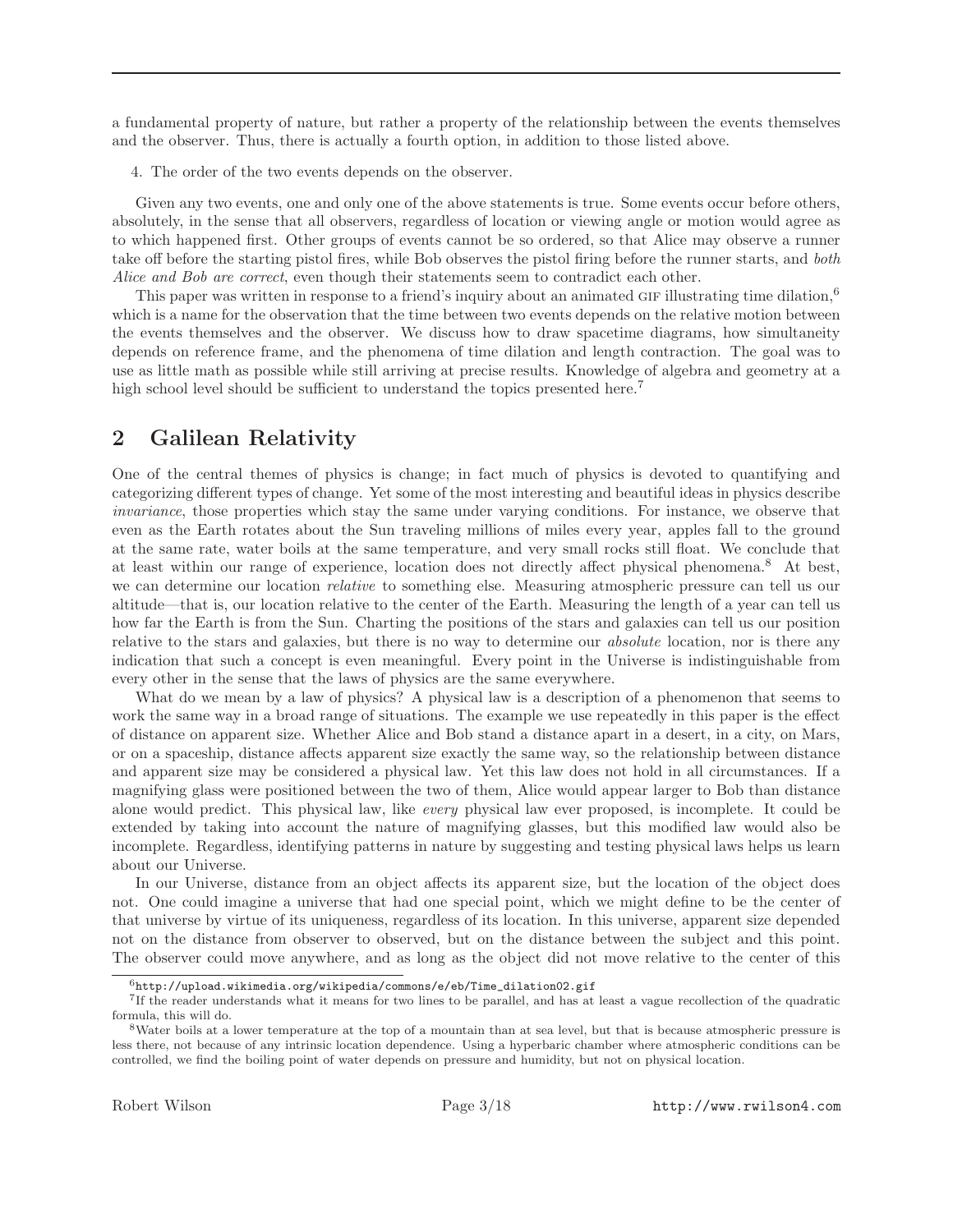a fundamental property of nature, but rather a property of the relationship between the events themselves and the observer. Thus, there is actually a fourth option, in addition to those listed above.

4. The order of the two events depends on the observer.

Given any two events, one and only one of the above statements is true. Some events occur before others, absolutely, in the sense that all observers, regardless of location or viewing angle or motion would agree as to which happened first. Other groups of events cannot be so ordered, so that Alice may observe a runner take off before the starting pistol fires, while Bob observes the pistol firing before the runner starts, and *both Alice and Bob are correct*, even though their statements seem to contradict each other.

This paper was written in response to a friend's inquiry about an animated GIF illustrating time dilation,[6] which is a name for the observation that the time between two events depends on the relative motion between the events themselves and the observer. We discuss how to draw spacetime diagrams, how simultaneity depends on reference frame, and the phenomena of time dilation and length contraction. The goal was to use as little math as possible while still arriving at precise results. Knowledge of algebra and geometry at a high school level should be sufficient to understand the topics presented here.[7]

## 2 Galilean Relativity

One of the central themes of physics is change; in fact much of physics is devoted to quantifying and categorizing different types of change. Yet some of the most interesting and beautiful ideas in physics describe *invariance*, those properties which stay the same under varying conditions. For instance, we observe that even as the Earth rotates about the Sun traveling millions of miles every year, apples fall to the ground at the same rate, water boils at the same temperature, and very small rocks still float. We conclude that at least within our range of experience, location does not directly affect physical phenomena.[8] At best, we can determine our location *relative* to something else. Measuring atmospheric pressure can tell us our altitude—that is, our location relative to the center of the Earth. Measuring the length of a year can tell us how far the Earth is from the Sun. Charting the positions of the stars and galaxies can tell us our position relative to the stars and galaxies, but there is no way to determine our *absolute* location, nor is there any indication that such a concept is even meaningful. Every point in the Universe is indistinguishable from every other in the sense that the laws of physics are the same everywhere.

What do we mean by a law of physics? A physical law is a description of a phenomenon that seems to work the same way in a broad range of situations. The example we use repeatedly in this paper is the effect of distance on apparent size. Whether Alice and Bob stand a distance apart in a desert, in a city, on Mars, or on a spaceship, distance affects apparent size exactly the same way, so the relationship between distance and apparent size may be considered a physical law. Yet this law does not hold in all circumstances. If a magnifying glass were positioned between the two of them, Alice would appear larger to Bob than distance alone would predict. This physical law, like *every* physical law ever proposed, is incomplete. It could be extended by taking into account the nature of magnifying glasses, but this modified law would also be incomplete. Regardless, identifying patterns in nature by suggesting and testing physical laws helps us learn about our Universe.

In our Universe, distance from an object affects its apparent size, but the location of the object does not. One could imagine a universe that had one special point, which we might define to be the center of that universe by virtue of its uniqueness, regardless of its location. In this universe, apparent size depended not on the distance from observer to observed, but on the distance between the subject and this point. The observer could move anywhere, and as long as the object did not move relative to the center of this

---

[6] `http://upload.wikimedia.org/wikipedia/commons/e/eb/Time_dilation02.gif`

[7] If the reader understands what it means for two lines to be parallel, and has at least a vague recollection of the quadratic formula, this will do.

[8] Water boils at a lower temperature at the top of a mountain than at sea level, but that is because atmospheric pressure is less there, not because of any intrinsic location dependence. Using a hyperbaric chamber where atmospheric conditions can be controlled, we find the boiling point of water depends on pressure and humidity, but not on physical location.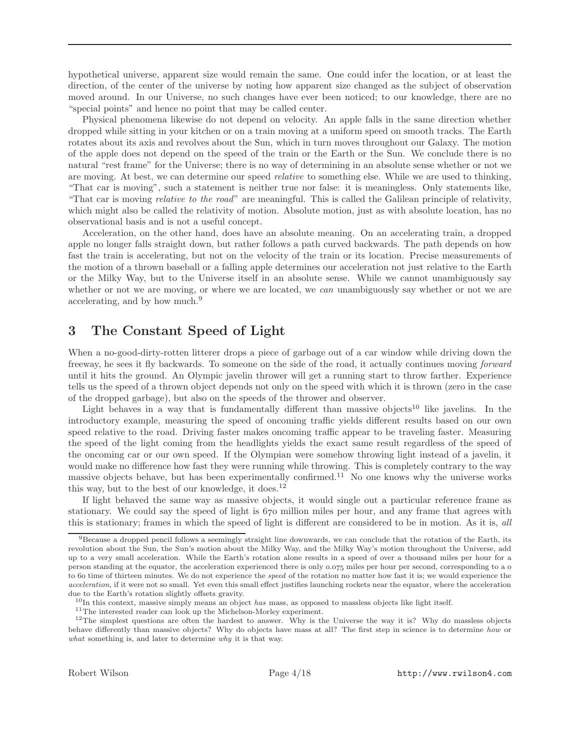hypothetical universe, apparent size would remain the same. One could infer the location, or at least the direction, of the center of the universe by noting how apparent size changed as the subject of observation moved around. In our Universe, no such changes have ever been noticed; to our knowledge, there are no "special points" and hence no point that may be called center.

Physical phenomena likewise do not depend on velocity. An apple falls in the same direction whether dropped while sitting in your kitchen or on a train moving at a uniform speed on smooth tracks. The Earth rotates about its axis and revolves about the Sun, which in turn moves throughout our Galaxy. The motion of the apple does not depend on the speed of the train or the Earth or the Sun. We conclude there is no natural "rest frame" for the Universe; there is no way of determining in an absolute sense whether or not we are moving. At best, we can determine our speed *relative* to something else. While we are used to thinking, "That car is moving", such a statement is neither true nor false: it is meaningless. Only statements like, "That car is moving *relative to the road*" are meaningful. This is called the Galilean principle of relativity, which might also be called the relativity of motion. Absolute motion, just as with absolute location, has no observational basis and is not a useful concept.

Acceleration, on the other hand, does have an absolute meaning. On an accelerating train, a dropped apple no longer falls straight down, but rather follows a path curved backwards. The path depends on how fast the train is accelerating, but not on the velocity of the train or its location. Precise measurements of the motion of a thrown baseball or a falling apple determines our acceleration not just relative to the Earth or the Milky Way, but to the Universe itself in an absolute sense. While we cannot unambiguously say whether or not we are moving, or where we are located, we *can* unambiguously say whether or not we are accelerating, and by how much.[9]

## 3 The Constant Speed of Light

When a no-good-dirty-rotten litterer drops a piece of garbage out of a car window while driving down the freeway, he sees it fly backwards. To someone on the side of the road, it actually continues moving *forward* until it hits the ground. An Olympic javelin thrower will get a running start to throw farther. Experience tells us the speed of a thrown object depends not only on the speed with which it is thrown (zero in the case of the dropped garbage), but also on the speeds of the thrower and observer.

Light behaves in a way that is fundamentally different than massive objects[10] like javelins. In the introductory example, measuring the speed of oncoming traffic yields different results based on our own speed relative to the road. Driving faster makes oncoming traffic appear to be traveling faster. Measuring the speed of the light coming from the headlights yields the exact same result regardless of the speed of the oncoming car or our own speed. If the Olympian were somehow throwing light instead of a javelin, it would make no difference how fast they were running while throwing. This is completely contrary to the way massive objects behave, but has been experimentally confirmed.[11] No one knows why the universe works this way, but to the best of our knowledge, it does.[12]

If light behaved the same way as massive objects, it would single out a particular reference frame as stationary. We could say the speed of light is 670 million miles per hour, and any frame that agrees with this is stationary; frames in which the speed of light is different are considered to be in motion. As it is, *all*

---

[9] Because a dropped pencil follows a seemingly straight line downwards, we can conclude that the rotation of the Earth, its revolution about the Sun, the Sun's motion about the Milky Way, and the Milky Way's motion throughout the Universe, add up to a very small acceleration. While the Earth's rotation alone results in a speed of over a thousand miles per hour for a person standing at the equator, the acceleration experienced there is only 0.075 miles per hour per second, corresponding to a 0 to 60 time of thirteen minutes. We do not experience the *speed* of the rotation no matter how fast it is; we would experience the *acceleration*, if it were not so small. Yet even this small effect justifies launching rockets near the equator, where the acceleration due to the Earth's rotation slightly offsets gravity.

[10] In this context, massive simply means an object *has* mass, as opposed to massless objects like light itself.

[11] The interested reader can look up the Michelson-Morley experiment.

[12] The simplest questions are often the hardest to answer. Why is the Universe the way it is? Why do massless objects behave differently than massive objects? Why do objects have mass at all? The first step in science is to determine *how* or *what* something is, and later to determine *why* it is that way.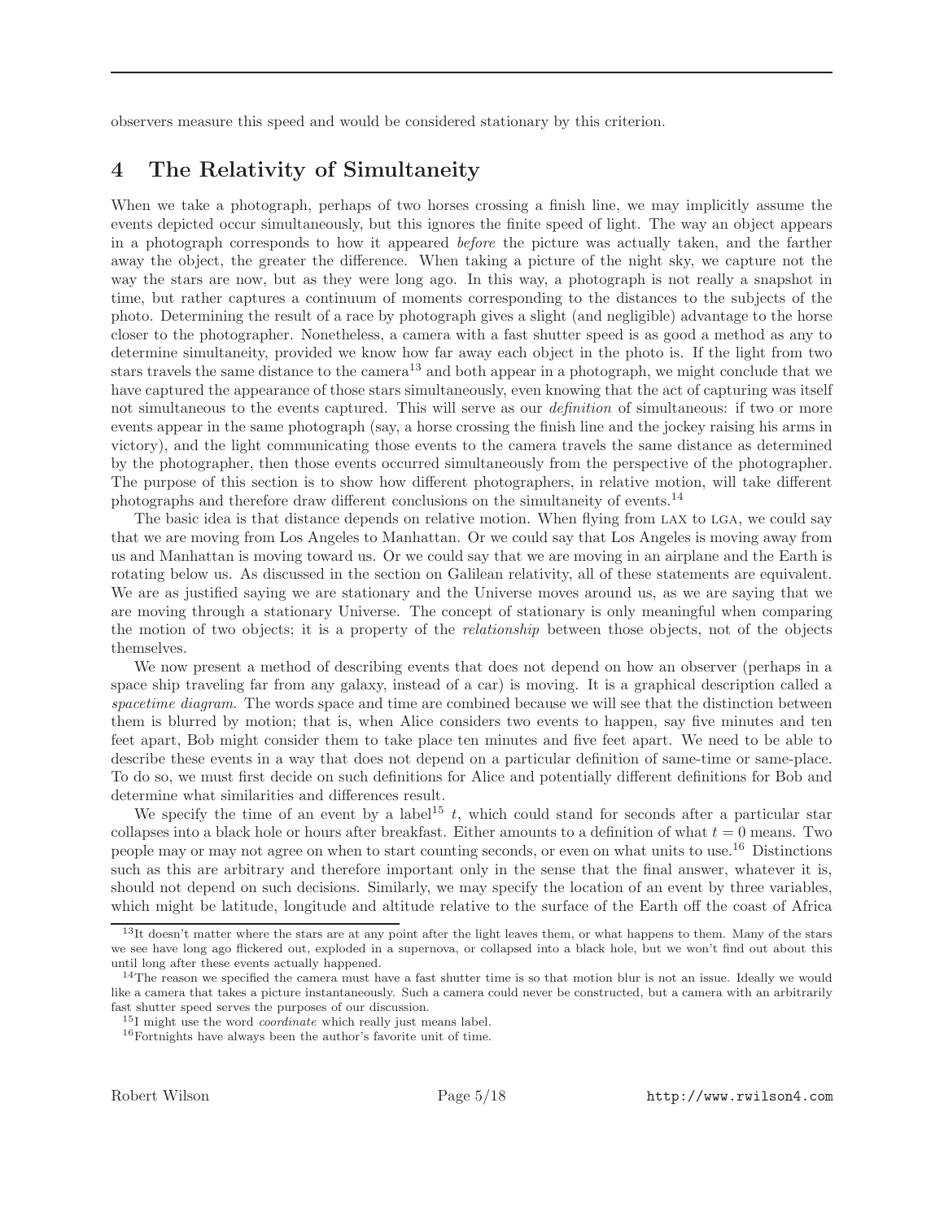observers measure this speed and would be considered stationary by this criterion.

## 4 The Relativity of Simultaneity

When we take a photograph, perhaps of two horses crossing a finish line, we may implicitly assume the events depicted occur simultaneously, but this ignores the finite speed of light. The way an object appears in a photograph corresponds to how it appeared *before* the picture was actually taken, and the farther away the object, the greater the difference. When taking a picture of the night sky, we capture not the way the stars are now, but as they were long ago. In this way, a photograph is not really a snapshot in time, but rather captures a continuum of moments corresponding to the distances to the subjects of the photo. Determining the result of a race by photograph gives a slight (and negligible) advantage to the horse closer to the photographer. Nonetheless, a camera with a fast shutter speed is as good a method as any to determine simultaneity, provided we know how far away each object in the photo is. If the light from two stars travels the same distance to the camera[13] and both appear in a photograph, we might conclude that we have captured the appearance of those stars simultaneously, even knowing that the act of capturing was itself not simultaneous to the events captured. This will serve as our *definition* of simultaneous: if two or more events appear in the same photograph (say, a horse crossing the finish line and the jockey raising his arms in victory), and the light communicating those events to the camera travels the same distance as determined by the photographer, then those events occurred simultaneously from the perspective of the photographer. The purpose of this section is to show how different photographers, in relative motion, will take different photographs and therefore draw different conclusions on the simultaneity of events.[14]

The basic idea is that distance depends on relative motion. When flying from LAX to LGA, we could say that we are moving from Los Angeles to Manhattan. Or we could say that Los Angeles is moving away from us and Manhattan is moving toward us. Or we could say that we are moving in an airplane and the Earth is rotating below us. As discussed in the section on Galilean relativity, all of these statements are equivalent. We are as justified saying we are stationary and the Universe moves around us, as we are saying that we are moving through a stationary Universe. The concept of stationary is only meaningful when comparing the motion of two objects; it is a property of the *relationship* between those objects, not of the objects themselves.

We now present a method of describing events that does not depend on how an observer (perhaps in a space ship traveling far from any galaxy, instead of a car) is moving. It is a graphical description called a *spacetime diagram*. The words space and time are combined because we will see that the distinction between them is blurred by motion; that is, when Alice considers two events to happen, say five minutes and ten feet apart, Bob might consider them to take place ten minutes and five feet apart. We need to be able to describe these events in a way that does not depend on a particular definition of same-time or same-place. To do so, we must first decide on such definitions for Alice and potentially different definitions for Bob and determine what similarities and differences result.

We specify the time of an event by a label[15] $t$, which could stand for seconds after a particular star collapses into a black hole or hours after breakfast. Either amounts to a definition of what $t = 0$ means. Two people may or may not agree on when to start counting seconds, or even on what units to use.[16] Distinctions such as this are arbitrary and therefore important only in the sense that the final answer, whatever it is, should not depend on such decisions. Similarly, we may specify the location of an event by three variables, which might be latitude, longitude and altitude relative to the surface of the Earth off the coast of Africa

[13] It doesn't matter where the stars are at any point after the light leaves them, or what happens to them. Many of the stars we see have long ago flickered out, exploded in a supernova, or collapsed into a black hole, but we won't find out about this until long after these events actually happened.

[14] The reason we specified the camera must have a fast shutter time is so that motion blur is not an issue. Ideally we would like a camera that takes a picture instantaneously. Such a camera could never be constructed, but a camera with an arbitrarily fast shutter speed serves the purposes of our discussion.

[15] I might use the word *coordinate* which really just means label.

[16] Fortnights have always been the author's favorite unit of time.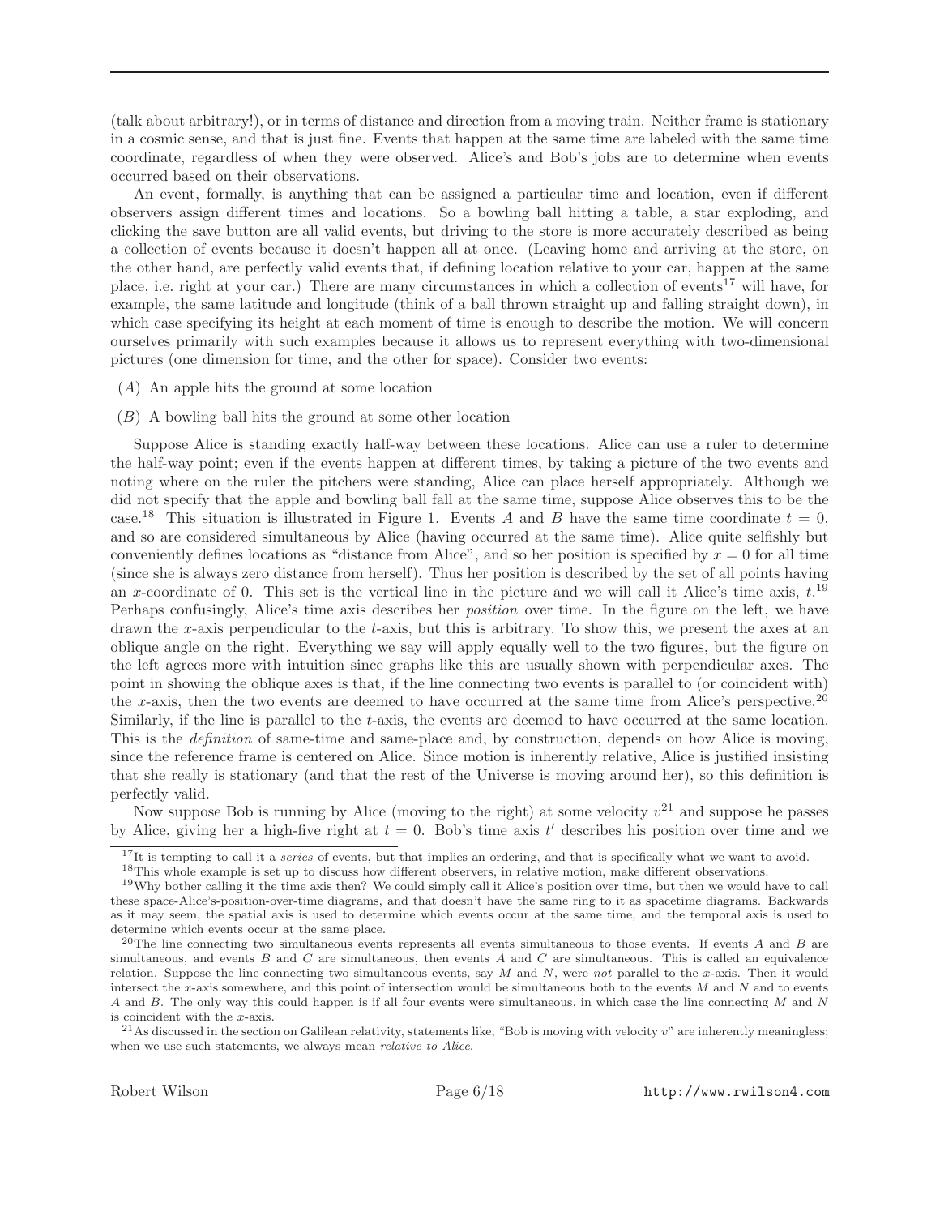(talk about arbitrary!), or in terms of distance and direction from a moving train. Neither frame is stationary in a cosmic sense, and that is just fine. Events that happen at the same time are labeled with the same time coordinate, regardless of when they were observed. Alice's and Bob's jobs are to determine when events occurred based on their observations.

An event, formally, is anything that can be assigned a particular time and location, even if different observers assign different times and locations. So a bowling ball hitting a table, a star exploding, and clicking the save button are all valid events, but driving to the store is more accurately described as being a collection of events because it doesn't happen all at once. (Leaving home and arriving at the store, on the other hand, are perfectly valid events that, if defining location relative to your car, happen at the same place, i.e. right at your car.) There are many circumstances in which a collection of events[17] will have, for example, the same latitude and longitude (think of a ball thrown straight up and falling straight down), in which case specifying its height at each moment of time is enough to describe the motion. We will concern ourselves primarily with such examples because it allows us to represent everything with two-dimensional pictures (one dimension for time, and the other for space). Consider two events:

- ($A$) An apple hits the ground at some location
- ($B$) A bowling ball hits the ground at some other location

Suppose Alice is standing exactly half-way between these locations. Alice can use a ruler to determine the half-way point; even if the events happen at different times, by taking a picture of the two events and noting where on the ruler the pitchers were standing, Alice can place herself appropriately. Although we did not specify that the apple and bowling ball fall at the same time, suppose Alice observes this to be the case.[18] This situation is illustrated in Figure 1. Events $A$ and $B$ have the same time coordinate $t = 0$, and so are considered simultaneous by Alice (having occurred at the same time). Alice quite selfishly but conveniently defines locations as "distance from Alice", and so her position is specified by $x = 0$ for all time (since she is always zero distance from herself). Thus her position is described by the set of all points having an $x$-coordinate of 0. This set is the vertical line in the picture and we will call it Alice's time axis, $t$.[19] Perhaps confusingly, Alice's time axis describes her *position* over time. In the figure on the left, we have drawn the $x$-axis perpendicular to the $t$-axis, but this is arbitrary. To show this, we present the axes at an oblique angle on the right. Everything we say will apply equally well to the two figures, but the figure on the left agrees more with intuition since graphs like this are usually shown with perpendicular axes. The point in showing the oblique axes is that, if the line connecting two events is parallel to (or coincident with) the $x$-axis, then the two events are deemed to have occurred at the same time from Alice's perspective.[20] Similarly, if the line is parallel to the $t$-axis, the events are deemed to have occurred at the same location. This is the *definition* of same-time and same-place and, by construction, depends on how Alice is moving, since the reference frame is centered on Alice. Since motion is inherently relative, Alice is justified insisting that she really is stationary (and that the rest of the Universe is moving around her), so this definition is perfectly valid.

Now suppose Bob is running by Alice (moving to the right) at some velocity $v$[21] and suppose he passes by Alice, giving her a high-five right at $t = 0$. Bob's time axis $t'$ describes his position over time and we

---

[17] It is tempting to call it a *series* of events, but that implies an ordering, and that is specifically what we want to avoid.

[18] This whole example is set up to discuss how different observers, in relative motion, make different observations.

[19] Why bother calling it the time axis then? We could simply call it Alice's position over time, but then we would have to call these space-Alice's-position-over-time diagrams, and that doesn't have the same ring to it as spacetime diagrams. Backwards as it may seem, the spatial axis is used to determine which events occur at the same time, and the temporal axis is used to determine which events occur at the same place.

[20] The line connecting two simultaneous events represents all events simultaneous to those events. If events $A$ and $B$ are simultaneous, and events $B$ and $C$ are simultaneous, then events $A$ and $C$ are simultaneous. This is called an equivalence relation. Suppose the line connecting two simultaneous events, say $M$ and $N$, were *not* parallel to the $x$-axis. Then it would intersect the $x$-axis somewhere, and this point of intersection would be simultaneous both to the events $M$ and $N$ and to events $A$ and $B$. The only way this could happen is if all four events were simultaneous, in which case the line connecting $M$ and $N$ is coincident with the $x$-axis.

[21] As discussed in the section on Galilean relativity, statements like, "Bob is moving with velocity $v$" are inherently meaningless; when we use such statements, we always mean *relative to Alice*.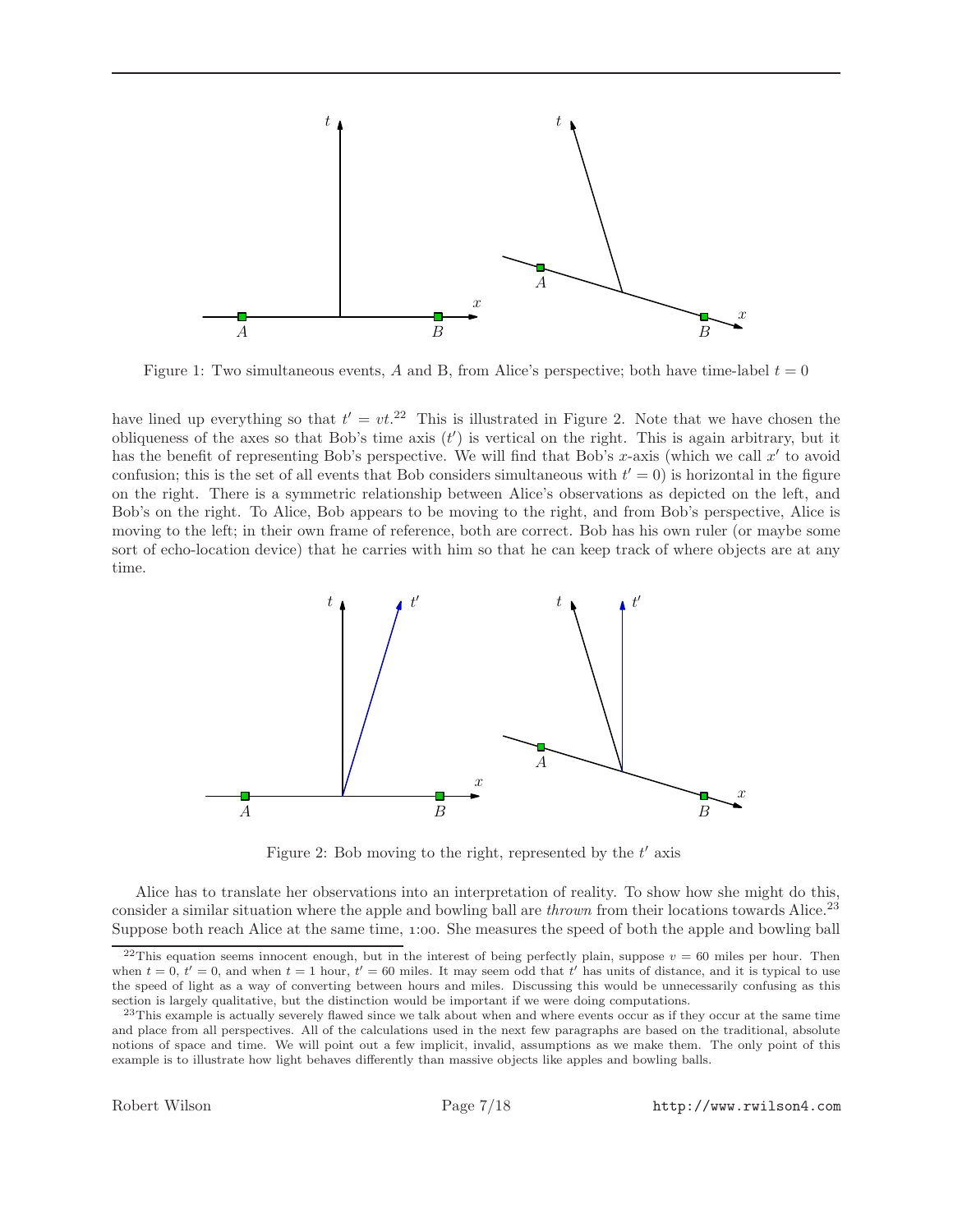Figure 1: Two simultaneous events, $A$ and B, from Alice's perspective; both have time-label $t = 0$

have lined up everything so that $t' = vt$.[22] This is illustrated in Figure 2. Note that we have chosen the obliqueness of the axes so that Bob's time axis ($t'$) is vertical on the right. This is again arbitrary, but it has the benefit of representing Bob's perspective. We will find that Bob's $x$-axis (which we call $x'$ to avoid confusion; this is the set of all events that Bob considers simultaneous with $t' = 0$) is horizontal in the figure on the right. There is a symmetric relationship between Alice's observations as depicted on the left, and Bob's on the right. To Alice, Bob appears to be moving to the right, and from Bob's perspective, Alice is moving to the left; in their own frame of reference, both are correct. Bob has his own ruler (or maybe some sort of echo-location device) that he carries with him so that he can keep track of where objects are at any time.

Figure 2: Bob moving to the right, represented by the $t'$ axis

Alice has to translate her observations into an interpretation of reality. To show how she might do this, consider a similar situation where the apple and bowling ball are *thrown* from their locations towards Alice.[23] Suppose both reach Alice at the same time, 1:00. She measures the speed of both the apple and bowling ball

[22] This equation seems innocent enough, but in the interest of being perfectly plain, suppose $v = 60$ miles per hour. Then when $t = 0$, $t' = 0$, and when $t = 1$ hour, $t' = 60$ miles. It may seem odd that $t'$ has units of distance, and it is typical to use the speed of light as a way of converting between hours and miles. Discussing this would be unnecessarily confusing as this section is largely qualitative, but the distinction would be important if we were doing computations.

[23] This example is actually severely flawed since we talk about when and where events occur as if they occur at the same time and place from all perspectives. All of the calculations used in the next few paragraphs are based on the traditional, absolute notions of space and time. We will point out a few implicit, invalid, assumptions as we make them. The only point of this example is to illustrate how light behaves differently than massive objects like apples and bowling balls.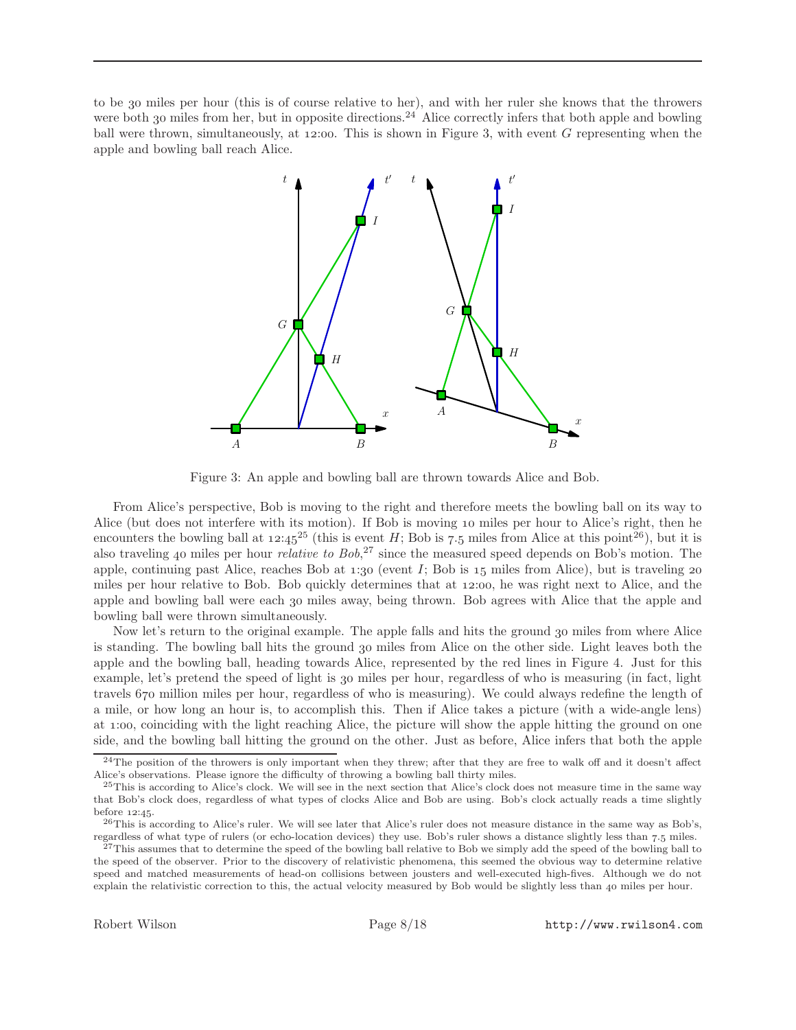to be 30 miles per hour (this is of course relative to her), and with her ruler she knows that the throwers were both 30 miles from her, but in opposite directions.[24] Alice correctly infers that both apple and bowling ball were thrown, simultaneously, at 12:00. This is shown in Figure 3, with event $G$ representing when the apple and bowling ball reach Alice.

Figure 3: An apple and bowling ball are thrown towards Alice and Bob.

From Alice's perspective, Bob is moving to the right and therefore meets the bowling ball on its way to Alice (but does not interfere with its motion). If Bob is moving 10 miles per hour to Alice's right, then he encounters the bowling ball at 12:45[25] (this is event $H$; Bob is 7.5 miles from Alice at this point[26]), but it is also traveling 40 miles per hour *relative to Bob*,[27] since the measured speed depends on Bob's motion. The apple, continuing past Alice, reaches Bob at 1:30 (event $I$; Bob is 15 miles from Alice), but is traveling 20 miles per hour relative to Bob. Bob quickly determines that at 12:00, he was right next to Alice, and the apple and bowling ball were each 30 miles away, being thrown. Bob agrees with Alice that the apple and bowling ball were thrown simultaneously.

Now let's return to the original example. The apple falls and hits the ground 30 miles from where Alice is standing. The bowling ball hits the ground 30 miles from Alice on the other side. Light leaves both the apple and the bowling ball, heading towards Alice, represented by the red lines in Figure 4. Just for this example, let's pretend the speed of light is 30 miles per hour, regardless of who is measuring (in fact, light travels 670 million miles per hour, regardless of who is measuring). We could always redefine the length of a mile, or how long an hour is, to accomplish this. Then if Alice takes a picture (with a wide-angle lens) at 1:00, coinciding with the light reaching Alice, the picture will show the apple hitting the ground on one side, and the bowling ball hitting the ground on the other. Just as before, Alice infers that both the apple

---

[24] The position of the throwers is only important when they threw; after that they are free to walk off and it doesn't affect Alice's observations. Please ignore the difficulty of throwing a bowling ball thirty miles.

[25] This is according to Alice's clock. We will see in the next section that Alice's clock does not measure time in the same way that Bob's clock does, regardless of what types of clocks Alice and Bob are using. Bob's clock actually reads a time slightly before 12:45.

[26] This is according to Alice's ruler. We will see later that Alice's ruler does not measure distance in the same way as Bob's, regardless of what type of rulers (or echo-location devices) they use. Bob's ruler shows a distance slightly less than 7.5 miles.

[27] This assumes that to determine the speed of the bowling ball relative to Bob we simply add the speed of the bowling ball to the speed of the observer. Prior to the discovery of relativistic phenomena, this seemed the obvious way to determine relative speed and matched measurements of head-on collisions between jousters and well-executed high-fives. Although we do not explain the relativistic correction to this, the actual velocity measured by Bob would be slightly less than 40 miles per hour.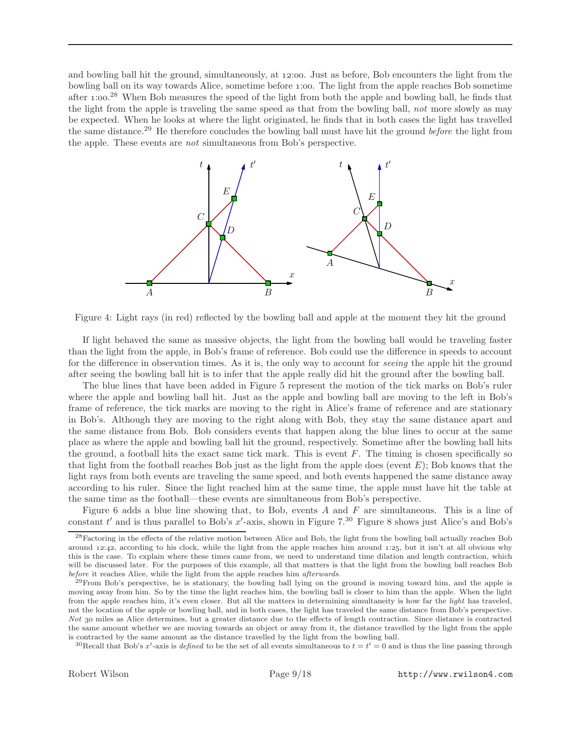and bowling ball hit the ground, simultaneously, at 12:00. Just as before, Bob encounters the light from the bowling ball on its way towards Alice, sometime before 1:00. The light from the apple reaches Bob sometime after 1:00.[28] When Bob measures the speed of the light from both the apple and bowling ball, he finds that the light from the apple is traveling the same speed as that from the bowling ball, *not* more slowly as may be expected. When he looks at where the light originated, he finds that in both cases the light has travelled the same distance.[29] He therefore concludes the bowling ball must have hit the ground *before* the light from the apple. These events are *not* simultaneous from Bob's perspective.

Figure 4: Light rays (in red) reflected by the bowling ball and apple at the moment they hit the ground

If light behaved the same as massive objects, the light from the bowling ball would be traveling faster than the light from the apple, in Bob's frame of reference. Bob could use the difference in speeds to account for the difference in observation times. As it is, the only way to account for *seeing* the apple hit the ground after seeing the bowling ball hit is to infer that the apple really did hit the ground after the bowling ball.

The blue lines that have been added in Figure 5 represent the motion of the tick marks on Bob's ruler where the apple and bowling ball hit. Just as the apple and bowling ball are moving to the left in Bob's frame of reference, the tick marks are moving to the right in Alice's frame of reference and are stationary in Bob's. Although they are moving to the right along with Bob, they stay the same distance apart and the same distance from Bob. Bob considers events that happen along the blue lines to occur at the same place as where the apple and bowling ball hit the ground, respectively. Sometime after the bowling ball hits the ground, a football hits the exact same tick mark. This is event $F$. The timing is chosen specifically so that light from the football reaches Bob just as the light from the apple does (event $E$); Bob knows that the light rays from both events are traveling the same speed, and both events happened the same distance away according to his ruler. Since the light reached him at the same time, the apple must have hit the table at the same time as the football—these events are simultaneous from Bob's perspective.

Figure 6 adds a blue line showing that, to Bob, events $A$ and $F$ are simultaneous. This is a line of constant $t'$ and is thus parallel to Bob's $x'$-axis, shown in Figure 7.[30] Figure 8 shows just Alice's and Bob's

---

[28] Factoring in the effects of the relative motion between Alice and Bob, the light from the bowling ball actually reaches Bob around 12:42, according to his clock, while the light from the apple reaches him around 1:25, but it isn't at all obvious why this is the case. To explain where these times came from, we need to understand time dilation and length contraction, which will be discussed later. For the purposes of this example, all that matters is that the light from the bowling ball reaches Bob *before* it reaches Alice, while the light from the apple reaches him *afterwards*.

[29] From Bob's perspective, he is stationary, the bowling ball lying on the ground is moving toward him, and the apple is moving away from him. So by the time the light reaches him, the bowling ball is closer to him than the apple. When the light from the apple reaches him, it's even closer. But all the matters in determining simultaneity is how far the *light* has traveled, not the location of the apple or bowling ball, and in both cases, the light has traveled the same distance from Bob's perspective. *Not* 30 miles as Alice determines, but a greater distance due to the effects of length contraction. Since distance is contracted the same amount whether we are moving towards an object or away from it, the distance travelled by the light from the apple is contracted by the same amount as the distance travelled by the light from the bowling ball.

[30] Recall that Bob's $x'$-axis is *defined* to be the set of all events simultaneous to $t = t' = 0$ and is thus the line passing through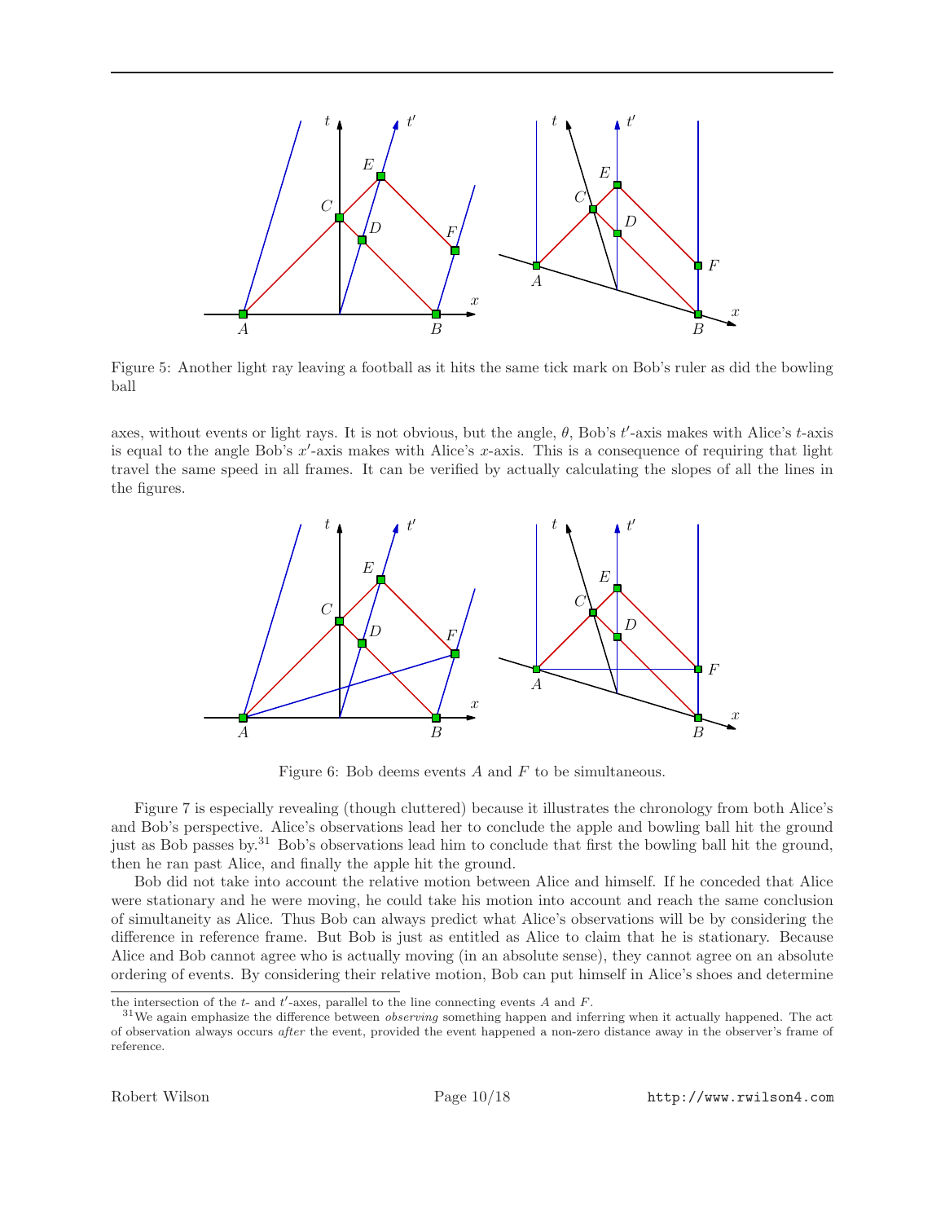Figure 5: Another light ray leaving a football as it hits the same tick mark on Bob's ruler as did the bowling ball

axes, without events or light rays. It is not obvious, but the angle, $\theta$, Bob's $t'$-axis makes with Alice's $t$-axis is equal to the angle Bob's $x'$-axis makes with Alice's $x$-axis. This is a consequence of requiring that light travel the same speed in all frames. It can be verified by actually calculating the slopes of all the lines in the figures.

Figure 6: Bob deems events $A$ and $F$ to be simultaneous.

Figure 7 is especially revealing (though cluttered) because it illustrates the chronology from both Alice's and Bob's perspective. Alice's observations lead her to conclude the apple and bowling ball hit the ground just as Bob passes by.[31] Bob's observations lead him to conclude that first the bowling ball hit the ground, then he ran past Alice, and finally the apple hit the ground.

Bob did not take into account the relative motion between Alice and himself. If he conceded that Alice were stationary and he were moving, he could take his motion into account and reach the same conclusion of simultaneity as Alice. Thus Bob can always predict what Alice's observations will be by considering the difference in reference frame. But Bob is just as entitled as Alice to claim that he is stationary. Because Alice and Bob cannot agree who is actually moving (in an absolute sense), they cannot agree on an absolute ordering of events. By considering their relative motion, Bob can put himself in Alice's shoes and determine

---

the intersection of the $t$- and $t'$-axes, parallel to the line connecting events $A$ and $F$.

[31] We again emphasize the difference between *observing* something happen and inferring when it actually happened. The act of observation always occurs *after* the event, provided the event happened a non-zero distance away in the observer's frame of reference.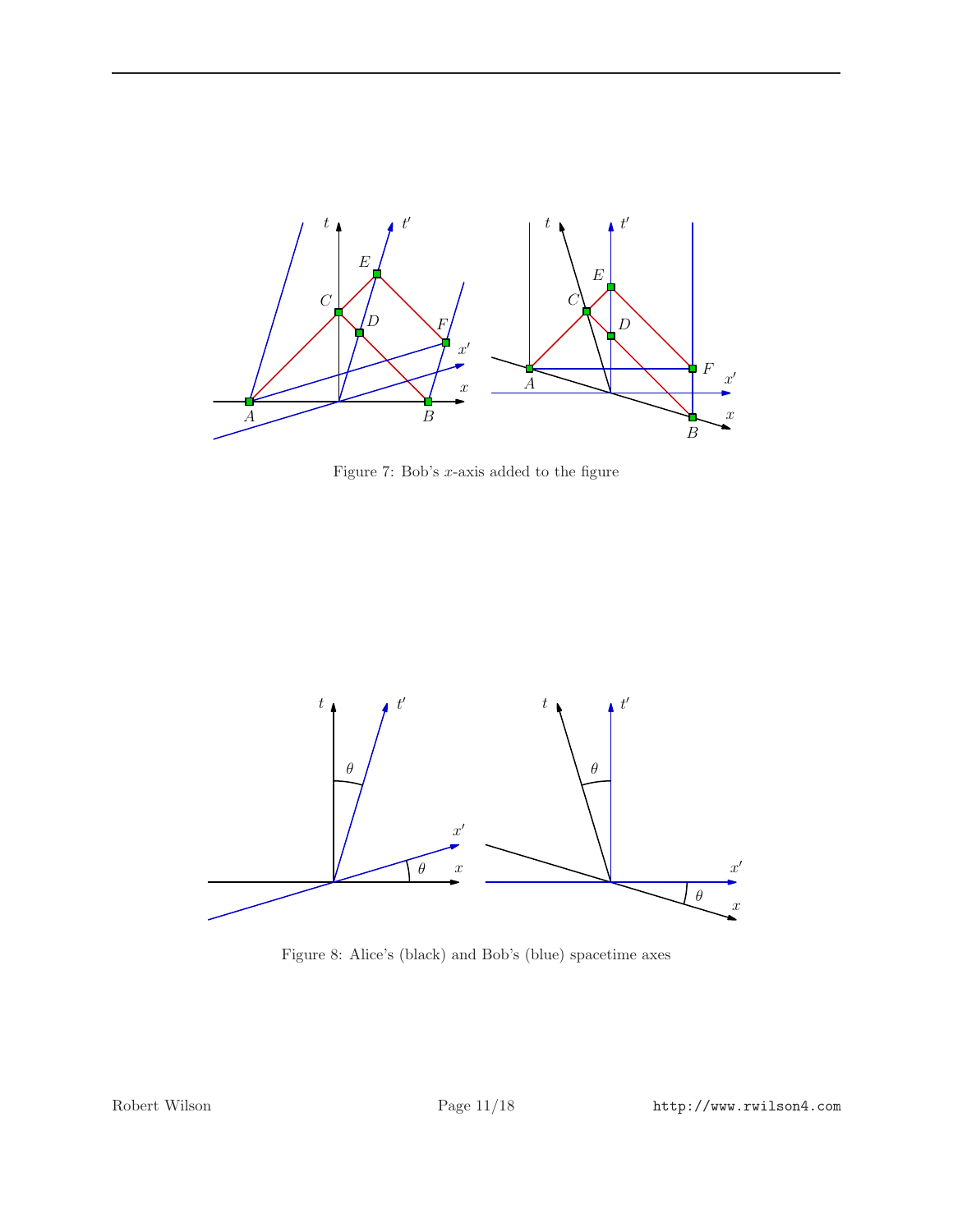Figure 7: Bob's $x$-axis added to the figure

Figure 8: Alice's (black) and Bob's (blue) spacetime axes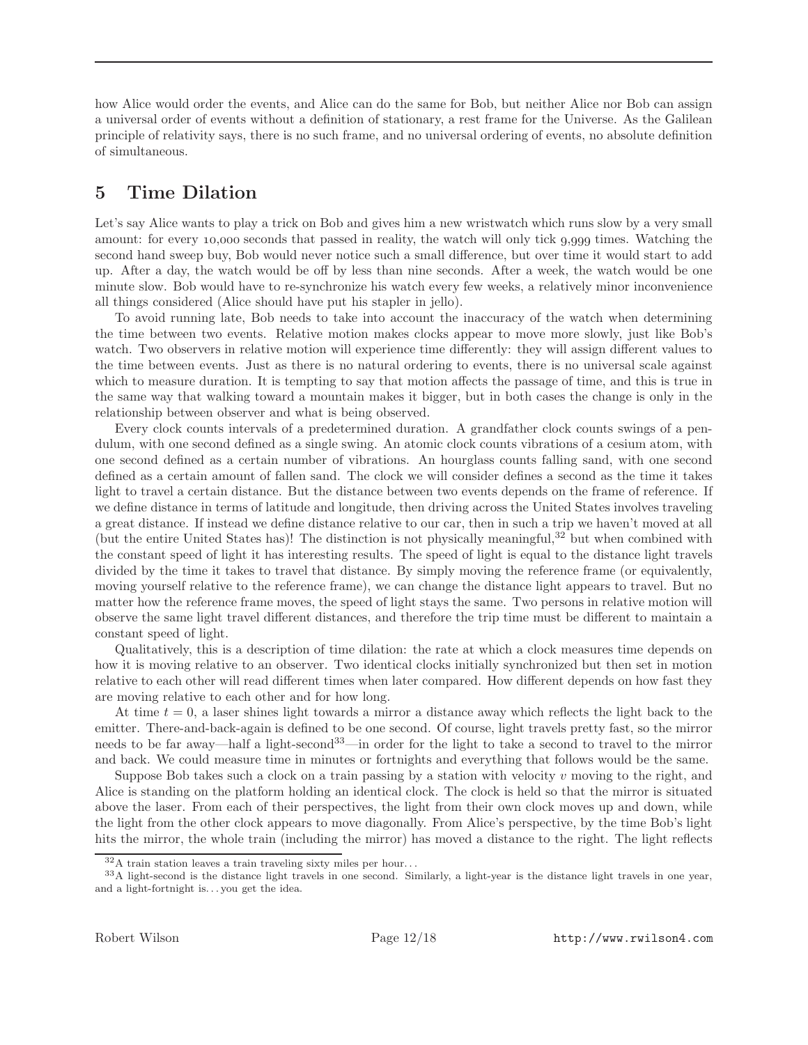how Alice would order the events, and Alice can do the same for Bob, but neither Alice nor Bob can assign a universal order of events without a definition of stationary, a rest frame for the Universe. As the Galilean principle of relativity says, there is no such frame, and no universal ordering of events, no absolute definition of simultaneous.

## 5 Time Dilation

Let's say Alice wants to play a trick on Bob and gives him a new wristwatch which runs slow by a very small amount: for every 10,000 seconds that passed in reality, the watch will only tick 9,999 times. Watching the second hand sweep buy, Bob would never notice such a small difference, but over time it would start to add up. After a day, the watch would be off by less than nine seconds. After a week, the watch would be one minute slow. Bob would have to re-synchronize his watch every few weeks, a relatively minor inconvenience all things considered (Alice should have put his stapler in jello).

To avoid running late, Bob needs to take into account the inaccuracy of the watch when determining the time between two events. Relative motion makes clocks appear to move more slowly, just like Bob's watch. Two observers in relative motion will experience time differently: they will assign different values to the time between events. Just as there is no natural ordering to events, there is no universal scale against which to measure duration. It is tempting to say that motion affects the passage of time, and this is true in the same way that walking toward a mountain makes it bigger, but in both cases the change is only in the relationship between observer and what is being observed.

Every clock counts intervals of a predetermined duration. A grandfather clock counts swings of a pendulum, with one second defined as a single swing. An atomic clock counts vibrations of a cesium atom, with one second defined as a certain number of vibrations. An hourglass counts falling sand, with one second defined as a certain amount of fallen sand. The clock we will consider defines a second as the time it takes light to travel a certain distance. But the distance between two events depends on the frame of reference. If we define distance in terms of latitude and longitude, then driving across the United States involves traveling a great distance. If instead we define distance relative to our car, then in such a trip we haven't moved at all (but the entire United States has)! The distinction is not physically meaningful,[32] but when combined with the constant speed of light it has interesting results. The speed of light is equal to the distance light travels divided by the time it takes to travel that distance. By simply moving the reference frame (or equivalently, moving yourself relative to the reference frame), we can change the distance light appears to travel. But no matter how the reference frame moves, the speed of light stays the same. Two persons in relative motion will observe the same light travel different distances, and therefore the trip time must be different to maintain a constant speed of light.

Qualitatively, this is a description of time dilation: the rate at which a clock measures time depends on how it is moving relative to an observer. Two identical clocks initially synchronized but then set in motion relative to each other will read different times when later compared. How different depends on how fast they are moving relative to each other and for how long.

At time $t = 0$, a laser shines light towards a mirror a distance away which reflects the light back to the emitter. There-and-back-again is defined to be one second. Of course, light travels pretty fast, so the mirror needs to be far away—half a light-second[33]—in order for the light to take a second to travel to the mirror and back. We could measure time in minutes or fortnights and everything that follows would be the same.

Suppose Bob takes such a clock on a train passing by a station with velocity $v$ moving to the right, and Alice is standing on the platform holding an identical clock. The clock is held so that the mirror is situated above the laser. From each of their perspectives, the light from their own clock moves up and down, while the light from the other clock appears to move diagonally. From Alice's perspective, by the time Bob's light hits the mirror, the whole train (including the mirror) has moved a distance to the right. The light reflects

[32] A train station leaves a train traveling sixty miles per hour...

[33] A light-second is the distance light travels in one second. Similarly, a light-year is the distance light travels in one year, and a light-fortnight is... you get the idea.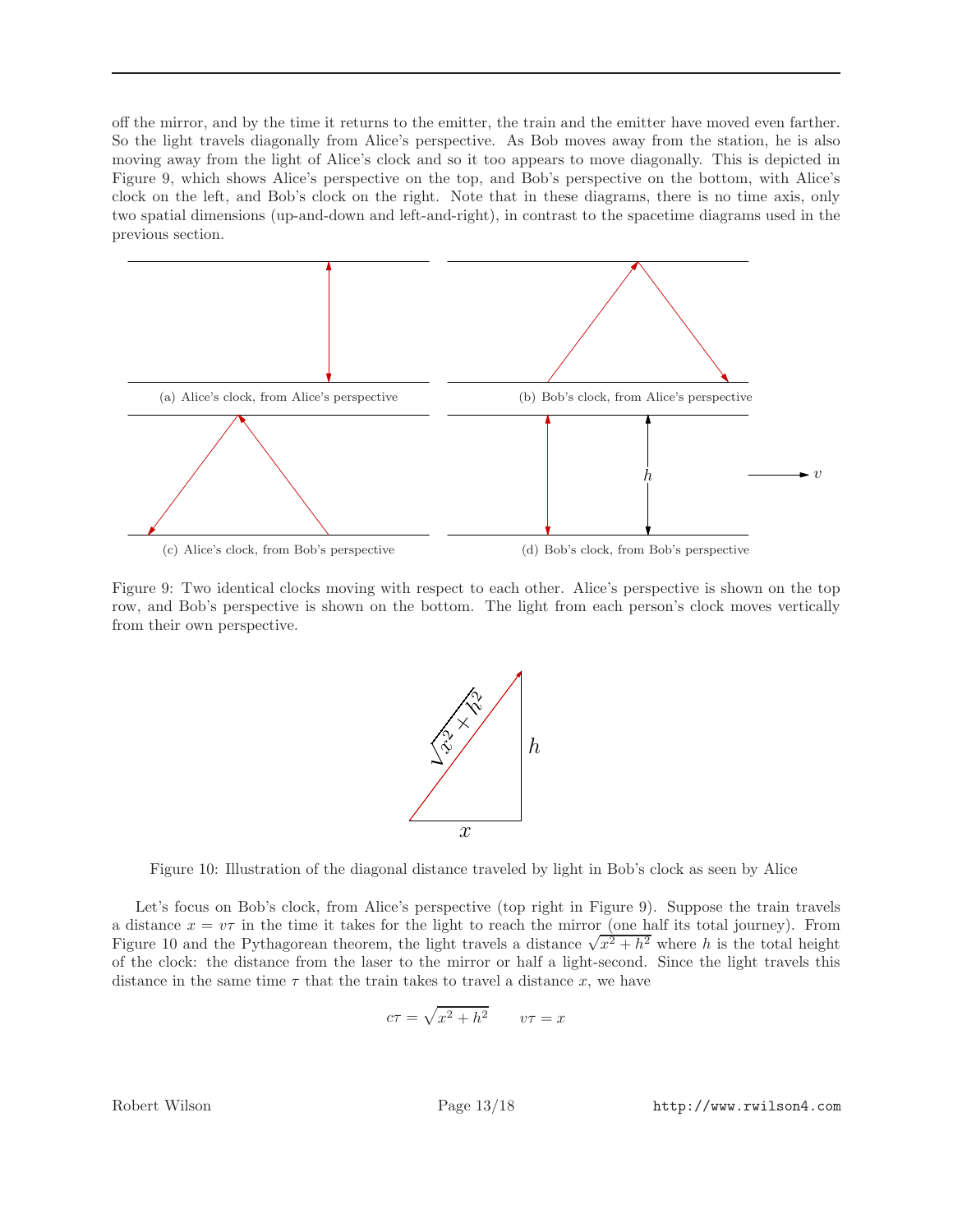off the mirror, and by the time it returns to the emitter, the train and the emitter have moved even farther. So the light travels diagonally from Alice's perspective. As Bob moves away from the station, he is also moving away from the light of Alice's clock and so it too appears to move diagonally. This is depicted in Figure 9, which shows Alice's perspective on the top, and Bob's perspective on the bottom, with Alice's clock on the left, and Bob's clock on the right. Note that in these diagrams, there is no time axis, only two spatial dimensions (up-and-down and left-and-right), in contrast to the spacetime diagrams used in the previous section.

(a) Alice's clock, from Alice's perspective

(b) Bob's clock, from Alice's perspective

(c) Alice's clock, from Bob's perspective

(d) Bob's clock, from Bob's perspective

Figure 9: Two identical clocks moving with respect to each other. Alice's perspective is shown on the top row, and Bob's perspective is shown on the bottom. The light from each person's clock moves vertically from their own perspective.

Figure 10: Illustration of the diagonal distance traveled by light in Bob's clock as seen by Alice

Let's focus on Bob's clock, from Alice's perspective (top right in Figure 9). Suppose the train travels a distance $x = v\tau$ in the time it takes for the light to reach the mirror (one half its total journey). From Figure 10 and the Pythagorean theorem, the light travels a distance $\sqrt{x^2 + h^2}$ where $h$ is the total height of the clock: the distance from the laser to the mirror or half a light-second. Since the light travels this distance in the same time $\tau$ that the train takes to travel a distance $x$, we have

$$c\tau = \sqrt{x^2 + h^2} \qquad v\tau = x$$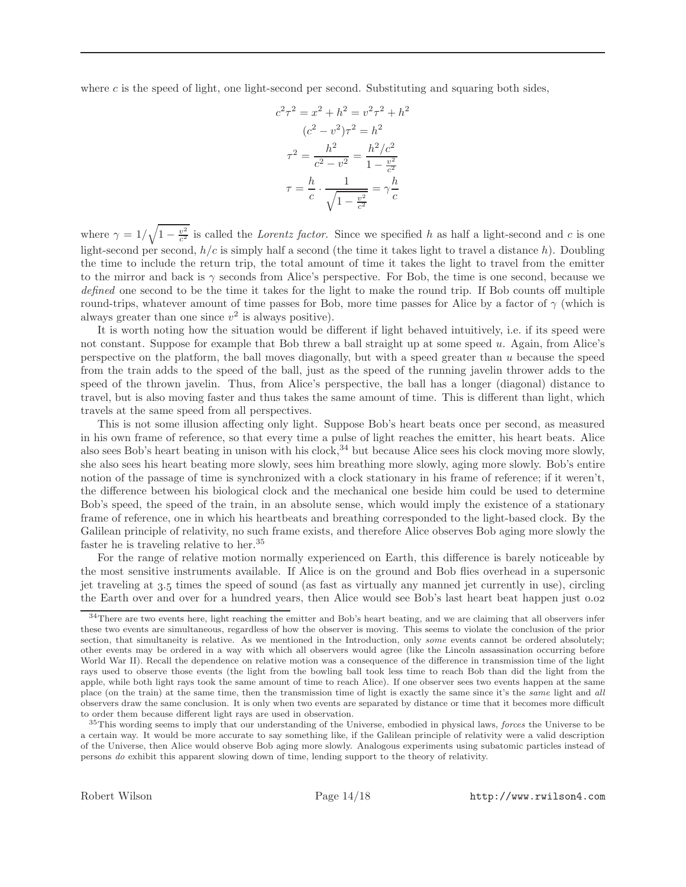where $c$ is the speed of light, one light-second per second. Substituting and squaring both sides,

$$c^2\tau^2 = x^2 + h^2 = v^2\tau^2 + h^2$$

$$(c^2 - v^2)\tau^2 = h^2$$

$$\tau^2 = \frac{h^2}{c^2 - v^2} = \frac{h^2/c^2}{1 - \frac{v^2}{c^2}}$$

$$\tau = \frac{h}{c} \cdot \frac{1}{\sqrt{1 - \frac{v^2}{c^2}}} = \gamma \frac{h}{c}$$

where $\gamma = 1/\sqrt{1 - \frac{v^2}{c^2}}$ is called the *Lorentz factor*. Since we specified $h$ as half a light-second and $c$ is one light-second per second, $h/c$ is simply half a second (the time it takes light to travel a distance $h$). Doubling the time to include the return trip, the total amount of time it takes the light to travel from the emitter to the mirror and back is $\gamma$ seconds from Alice's perspective. For Bob, the time is one second, because we *defined* one second to be the time it takes for the light to make the round trip. If Bob counts off multiple round-trips, whatever amount of time passes for Bob, more time passes for Alice by a factor of $\gamma$ (which is always greater than one since $v^2$ is always positive).

It is worth noting how the situation would be different if light behaved intuitively, i.e. if its speed were not constant. Suppose for example that Bob threw a ball straight up at some speed $u$. Again, from Alice's perspective on the platform, the ball moves diagonally, but with a speed greater than $u$ because the speed from the train adds to the speed of the ball, just as the speed of the running javelin thrower adds to the speed of the thrown javelin. Thus, from Alice's perspective, the ball has a longer (diagonal) distance to travel, but is also moving faster and thus takes the same amount of time. This is different than light, which travels at the same speed from all perspectives.

This is not some illusion affecting only light. Suppose Bob's heart beats once per second, as measured in his own frame of reference, so that every time a pulse of light reaches the emitter, his heart beats. Alice also sees Bob's heart beating in unison with his clock,[34] but because Alice sees his clock moving more slowly, she also sees his heart beating more slowly, sees him breathing more slowly, aging more slowly. Bob's entire notion of the passage of time is synchronized with a clock stationary in his frame of reference; if it weren't, the difference between his biological clock and the mechanical one beside him could be used to determine Bob's speed, the speed of the train, in an absolute sense, which would imply the existence of a stationary frame of reference, one in which his heartbeats and breathing corresponded to the light-based clock. By the Galilean principle of relativity, no such frame exists, and therefore Alice observes Bob aging more slowly the faster he is traveling relative to her.[35]

For the range of relative motion normally experienced on Earth, this difference is barely noticeable by the most sensitive instruments available. If Alice is on the ground and Bob flies overhead in a supersonic jet traveling at 3.5 times the speed of sound (as fast as virtually any manned jet currently in use), circling the Earth over and over for a hundred years, then Alice would see Bob's last heart beat happen just 0.02

---

[34] There are two events here, light reaching the emitter and Bob's heart beating, and we are claiming that all observers infer these two events are simultaneous, regardless of how the observer is moving. This seems to violate the conclusion of the prior section, that simultaneity is relative. As we mentioned in the Introduction, only *some* events cannot be ordered absolutely; other events may be ordered in a way with which all observers would agree (like the Lincoln assassination occurring before World War II). Recall the dependence on relative motion was a consequence of the difference in transmission time of the light rays used to observe those events (the light from the bowling ball took less time to reach Bob than did the light from the apple, while both light rays took the same amount of time to reach Alice). If one observer sees two events happen at the same place (on the train) at the same time, then the transmission time of light is exactly the same since it's the *same* light and *all* observers draw the same conclusion. It is only when two events are separated by distance or time that it becomes more difficult to order them because different light rays are used in observation.

[35] This wording seems to imply that our understanding of the Universe, embodied in physical laws, *forces* the Universe to be a certain way. It would be more accurate to say something like, if the Galilean principle of relativity were a valid description of the Universe, then Alice would observe Bob aging more slowly. Analogous experiments using subatomic particles instead of persons *do* exhibit this apparent slowing down of time, lending support to the theory of relativity.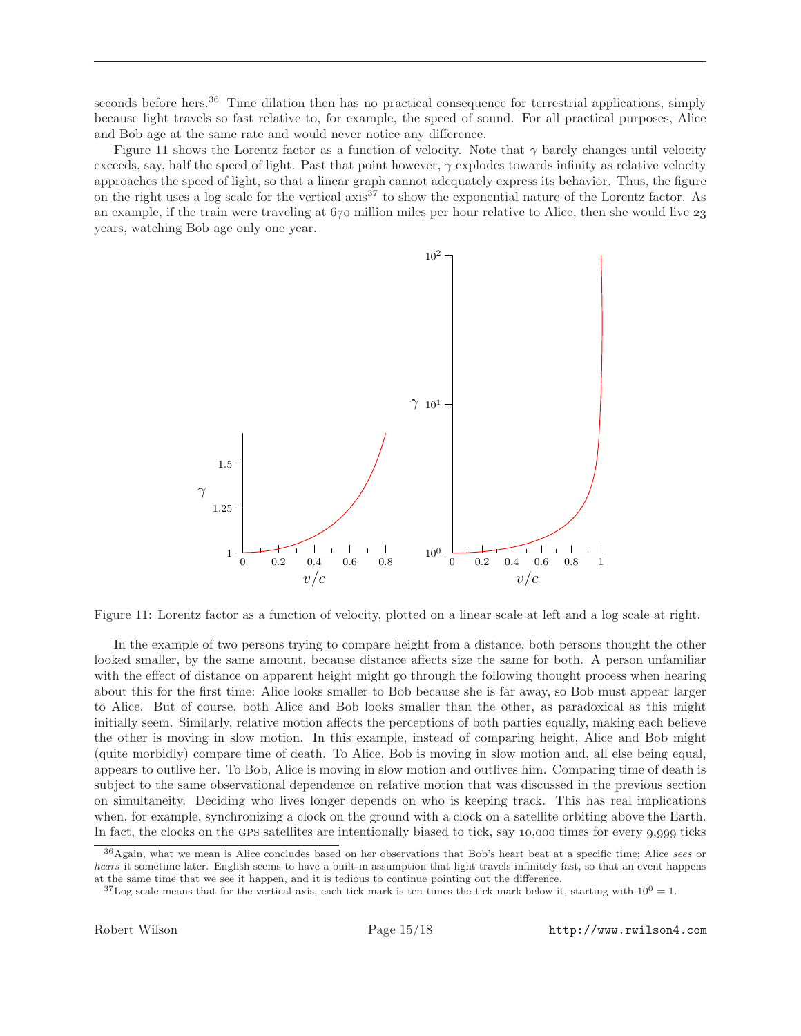seconds before hers.[36] Time dilation then has no practical consequence for terrestrial applications, simply because light travels so fast relative to, for example, the speed of sound. For all practical purposes, Alice and Bob age at the same rate and would never notice any difference.

Figure 11 shows the Lorentz factor as a function of velocity. Note that $\gamma$ barely changes until velocity exceeds, say, half the speed of light. Past that point however, $\gamma$ explodes towards infinity as relative velocity approaches the speed of light, so that a linear graph cannot adequately express its behavior. Thus, the figure on the right uses a log scale for the vertical axis[37] to show the exponential nature of the Lorentz factor. As an example, if the train were traveling at 670 million miles per hour relative to Alice, then she would live 23 years, watching Bob age only one year.

Figure 11: Lorentz factor as a function of velocity, plotted on a linear scale at left and a log scale at right.

In the example of two persons trying to compare height from a distance, both persons thought the other looked smaller, by the same amount, because distance affects size the same for both. A person unfamiliar with the effect of distance on apparent height might go through the following thought process when hearing about this for the first time: Alice looks smaller to Bob because she is far away, so Bob must appear larger to Alice. But of course, both Alice and Bob looks smaller than the other, as paradoxical as this might initially seem. Similarly, relative motion affects the perceptions of both parties equally, making each believe the other is moving in slow motion. In this example, instead of comparing height, Alice and Bob might (quite morbidly) compare time of death. To Alice, Bob is moving in slow motion and, all else being equal, appears to outlive her. To Bob, Alice is moving in slow motion and outlives him. Comparing time of death is subject to the same observational dependence on relative motion that was discussed in the previous section on simultaneity. Deciding who lives longer depends on who is keeping track. This has real implications when, for example, synchronizing a clock on the ground with a clock on a satellite orbiting above the Earth. In fact, the clocks on the GPS satellites are intentionally biased to tick, say 10,000 times for every 9,999 ticks

[36] Again, what we mean is Alice concludes based on her observations that Bob's heart beat at a specific time; Alice *sees* or *hears* it sometime later. English seems to have a built-in assumption that light travels infinitely fast, so that an event happens at the same time that we see it happen, and it is tedious to continue pointing out the difference.

[37] Log scale means that for the vertical axis, each tick mark is ten times the tick mark below it, starting with $10^0 = 1$.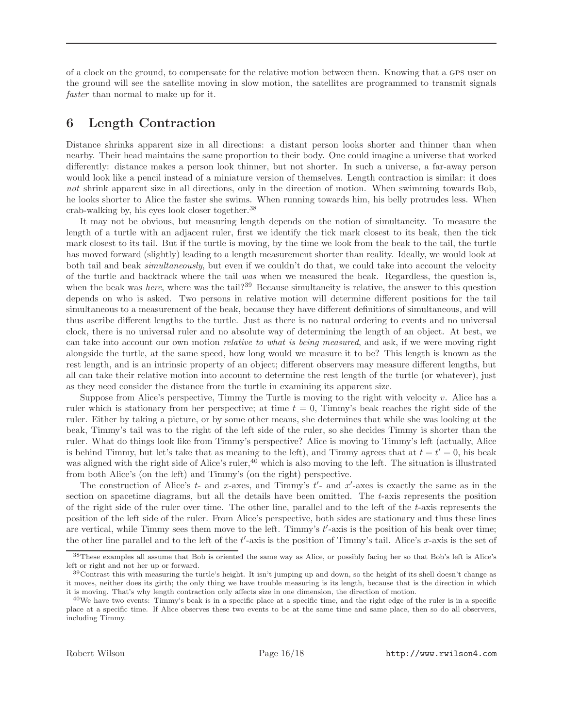of a clock on the ground, to compensate for the relative motion between them. Knowing that a GPS user on the ground will see the satellite moving in slow motion, the satellites are programmed to transmit signals *faster* than normal to make up for it.

# 6 Length Contraction

Distance shrinks apparent size in all directions: a distant person looks shorter and thinner than when nearby. Their head maintains the same proportion to their body. One could imagine a universe that worked differently: distance makes a person look thinner, but not shorter. In such a universe, a far-away person would look like a pencil instead of a miniature version of themselves. Length contraction is similar: it does *not* shrink apparent size in all directions, only in the direction of motion. When swimming towards Bob, he looks shorter to Alice the faster she swims. When running towards him, his belly protrudes less. When crab-walking by, his eyes look closer together.[38]

It may not be obvious, but measuring length depends on the notion of simultaneity. To measure the length of a turtle with an adjacent ruler, first we identify the tick mark closest to its beak, then the tick mark closest to its tail. But if the turtle is moving, by the time we look from the beak to the tail, the turtle has moved forward (slightly) leading to a length measurement shorter than reality. Ideally, we would look at both tail and beak *simultaneously*, but even if we couldn't do that, we could take into account the velocity of the turtle and backtrack where the tail *was* when we measured the beak. Regardless, the question is, when the beak was *here*, where was the tail?[39] Because simultaneity is relative, the answer to this question depends on who is asked. Two persons in relative motion will determine different positions for the tail simultaneous to a measurement of the beak, because they have different definitions of simultaneous, and will thus ascribe different lengths to the turtle. Just as there is no natural ordering to events and no universal clock, there is no universal ruler and no absolute way of determining the length of an object. At best, we can take into account our own motion *relative to what is being measured*, and ask, if we were moving right alongside the turtle, at the same speed, how long would we measure it to be? This length is known as the rest length, and is an intrinsic property of an object; different observers may measure different lengths, but all can take their relative motion into account to determine the rest length of the turtle (or whatever), just as they need consider the distance from the turtle in examining its apparent size.

Suppose from Alice's perspective, Timmy the Turtle is moving to the right with velocity $v$. Alice has a ruler which is stationary from her perspective; at time $t = 0$, Timmy's beak reaches the right side of the ruler. Either by taking a picture, or by some other means, she determines that while she was looking at the beak, Timmy's tail was to the right of the left side of the ruler, so she decides Timmy is shorter than the ruler. What do things look like from Timmy's perspective? Alice is moving to Timmy's left (actually, Alice is behind Timmy, but let's take that as meaning to the left), and Timmy agrees that at $t = t' = 0$, his beak was aligned with the right side of Alice's ruler,[40] which is also moving to the left. The situation is illustrated from both Alice's (on the left) and Timmy's (on the right) perspective.

The construction of Alice's $t$- and $x$-axes, and Timmy's $t'$- and $x'$-axes is exactly the same as in the section on spacetime diagrams, but all the details have been omitted. The $t$-axis represents the position of the right side of the ruler over time. The other line, parallel and to the left of the $t$-axis represents the position of the left side of the ruler. From Alice's perspective, both sides are stationary and thus these lines are vertical, while Timmy sees them move to the left. Timmy's $t'$-axis is the position of his beak over time; the other line parallel and to the left of the $t'$-axis is the position of Timmy's tail. Alice's $x$-axis is the set of

---

[38] These examples all assume that Bob is oriented the same way as Alice, or possibly facing her so that Bob's left is Alice's left or right and not her up or forward.

[39] Contrast this with measuring the turtle's height. It isn't jumping up and down, so the height of its shell doesn't change as it moves, neither does its girth; the only thing we have trouble measuring is its length, because that is the direction in which it is moving. That's why length contraction only affects size in one dimension, the direction of motion.

[40] We have two events: Timmy's beak is in a specific place at a specific time, and the right edge of the ruler is in a specific place at a specific time. If Alice observes these two events to be at the same time and same place, then so do all observers, including Timmy.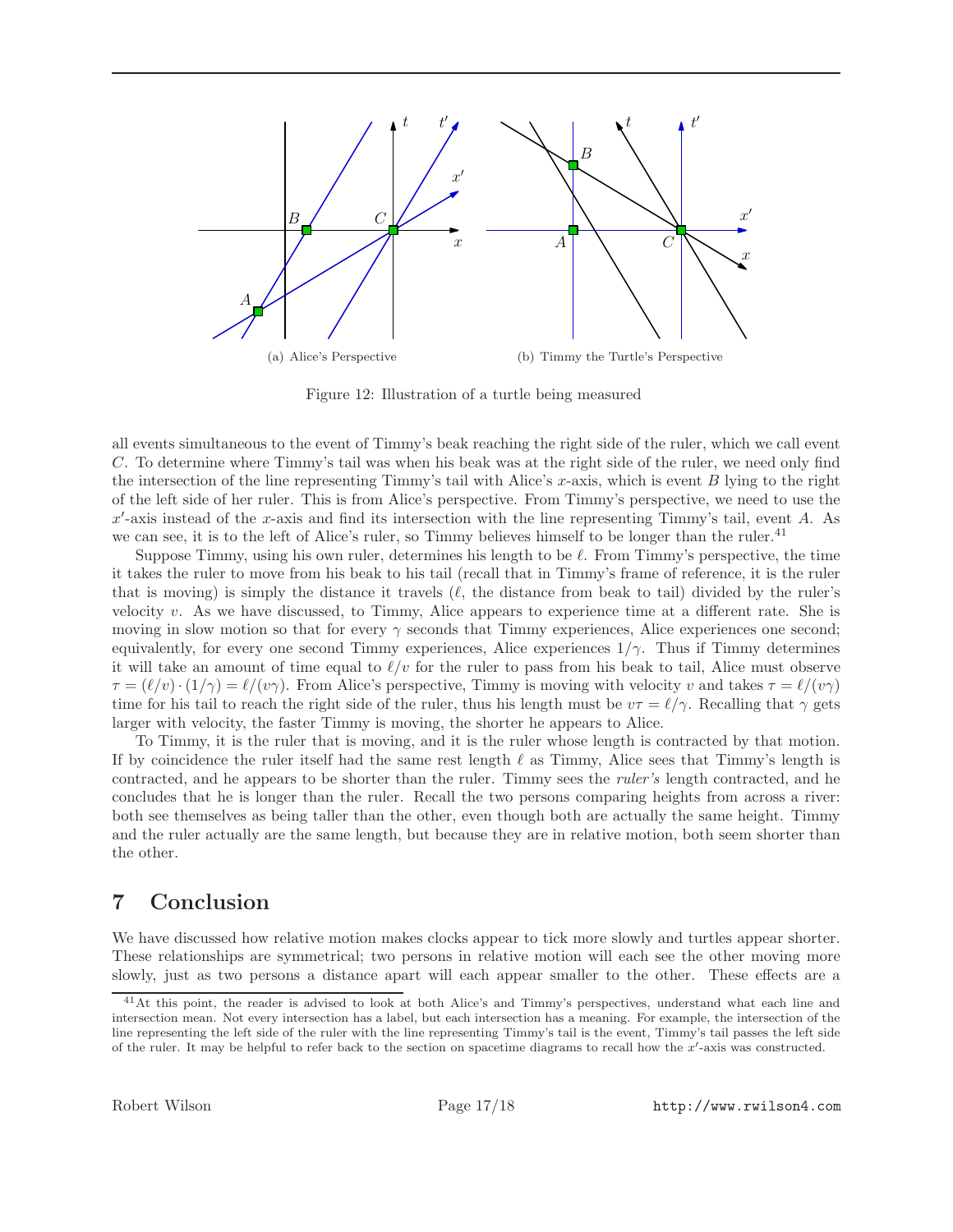(a) Alice's Perspective

(b) Timmy the Turtle's Perspective

Figure 12: Illustration of a turtle being measured

all events simultaneous to the event of Timmy's beak reaching the right side of the ruler, which we call event $C$. To determine where Timmy's tail was when his beak was at the right side of the ruler, we need only find the intersection of the line representing Timmy's tail with Alice's $x$-axis, which is event $B$ lying to the right of the left side of her ruler. This is from Alice's perspective. From Timmy's perspective, we need to use the $x'$-axis instead of the $x$-axis and find its intersection with the line representing Timmy's tail, event $A$. As we can see, it is to the left of Alice's ruler, so Timmy believes himself to be longer than the ruler.[41]

Suppose Timmy, using his own ruler, determines his length to be $\ell$. From Timmy's perspective, the time it takes the ruler to move from his beak to his tail (recall that in Timmy's frame of reference, it is the ruler that is moving) is simply the distance it travels ($\ell$, the distance from beak to tail) divided by the ruler's velocity $v$. As we have discussed, to Timmy, Alice appears to experience time at a different rate. She is moving in slow motion so that for every $\gamma$ seconds that Timmy experiences, Alice experiences one second; equivalently, for every one second Timmy experiences, Alice experiences $1/\gamma$. Thus if Timmy determines it will take an amount of time equal to $\ell/v$ for the ruler to pass from his beak to tail, Alice must observe $\tau = (\ell/v) \cdot (1/\gamma) = \ell/(v\gamma)$. From Alice's perspective, Timmy is moving with velocity $v$ and takes $\tau = \ell/(v\gamma)$ time for his tail to reach the right side of the ruler, thus his length must be $v\tau = \ell/\gamma$. Recalling that $\gamma$ gets larger with velocity, the faster Timmy is moving, the shorter he appears to Alice.

To Timmy, it is the ruler that is moving, and it is the ruler whose length is contracted by that motion. If by coincidence the ruler itself had the same rest length $\ell$ as Timmy, Alice sees that Timmy's length is contracted, and he appears to be shorter than the ruler. Timmy sees the *ruler's* length contracted, and he concludes that he is longer than the ruler. Recall the two persons comparing heights from across a river: both see themselves as being taller than the other, even though both are actually the same height. Timmy and the ruler actually are the same length, but because they are in relative motion, both seem shorter than the other.

## 7 Conclusion

We have discussed how relative motion makes clocks appear to tick more slowly and turtles appear shorter. These relationships are symmetrical; two persons in relative motion will each see the other moving more slowly, just as two persons a distance apart will each appear smaller to the other. These effects are a

[41] At this point, the reader is advised to look at both Alice's and Timmy's perspectives, understand what each line and intersection mean. Not every intersection has a label, but each intersection has a meaning. For example, the intersection of the line representing the left side of the ruler with the line representing Timmy's tail is the event, Timmy's tail passes the left side of the ruler. It may be helpful to refer back to the section on spacetime diagrams to recall how the $x'$-axis was constructed.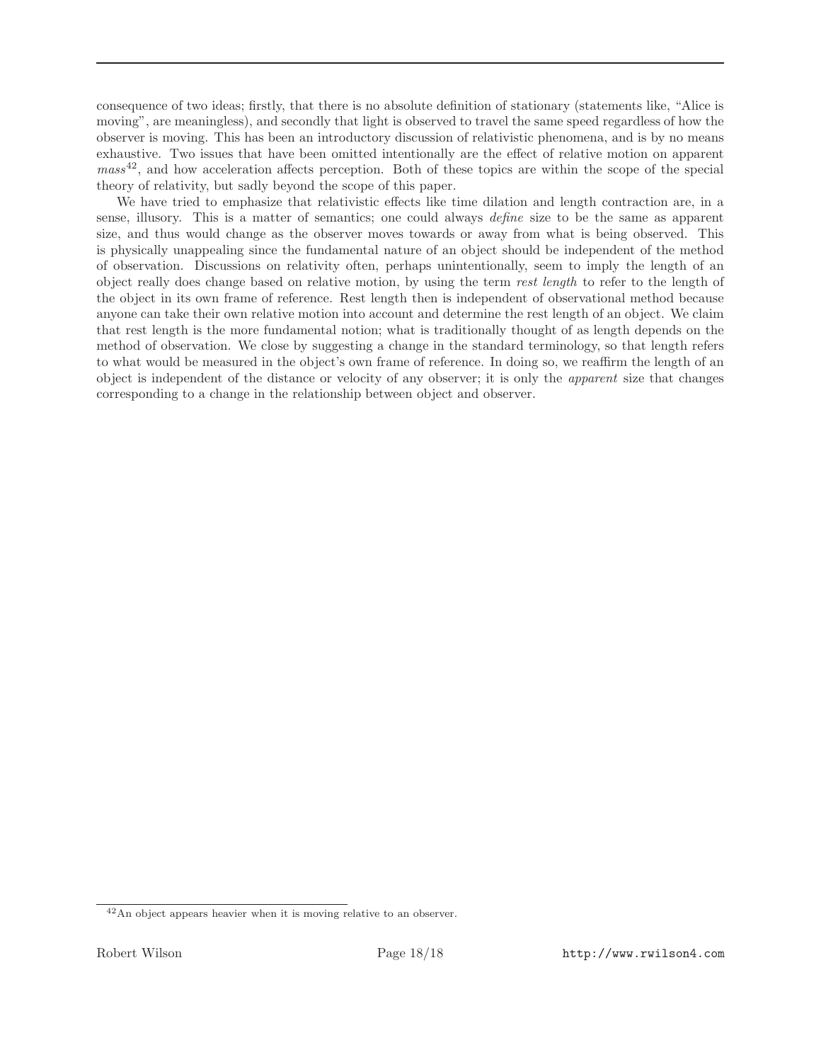consequence of two ideas; firstly, that there is no absolute definition of stationary (statements like, "Alice is moving", are meaningless), and secondly that light is observed to travel the same speed regardless of how the observer is moving. This has been an introductory discussion of relativistic phenomena, and is by no means exhaustive. Two issues that have been omitted intentionally are the effect of relative motion on apparent *mass*[42], and how acceleration affects perception. Both of these topics are within the scope of the special theory of relativity, but sadly beyond the scope of this paper.

We have tried to emphasize that relativistic effects like time dilation and length contraction are, in a sense, illusory. This is a matter of semantics; one could always *define* size to be the same as apparent size, and thus would change as the observer moves towards or away from what is being observed. This is physically unappealing since the fundamental nature of an object should be independent of the method of observation. Discussions on relativity often, perhaps unintentionally, seem to imply the length of an object really does change based on relative motion, by using the term *rest length* to refer to the length of the object in its own frame of reference. Rest length then is independent of observational method because anyone can take their own relative motion into account and determine the rest length of an object. We claim that rest length is the more fundamental notion; what is traditionally thought of as length depends on the method of observation. We close by suggesting a change in the standard terminology, so that length refers to what would be measured in the object's own frame of reference. In doing so, we reaffirm the length of an object is independent of the distance or velocity of any observer; it is only the *apparent* size that changes corresponding to a change in the relationship between object and observer.

[42] An object appears heavier when it is moving relative to an observer.